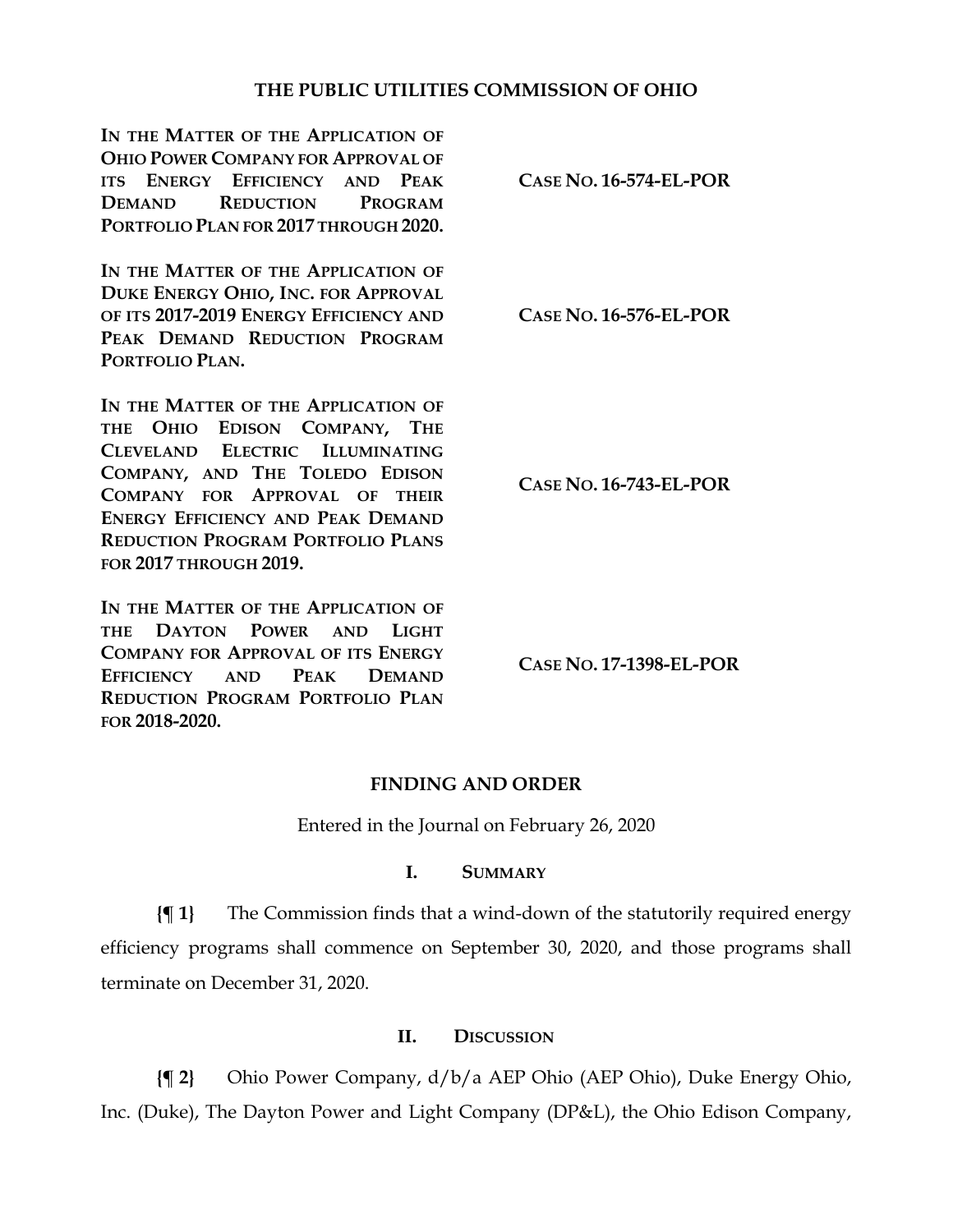# THE PUBLIC UTILITIES COMMISSION OF OHIO

| | |
|---|---|
| **IN THE MATTER OF THE APPLICATION OF OHIO POWER COMPANY FOR APPROVAL OF ITS ENERGY EFFICIENCY AND PEAK DEMAND REDUCTION PROGRAM PORTFOLIO PLAN FOR 2017 THROUGH 2020.** | **CASE NO. 16-574-EL-POR** |
| **IN THE MATTER OF THE APPLICATION OF DUKE ENERGY OHIO, INC. FOR APPROVAL OF ITS 2017-2019 ENERGY EFFICIENCY AND PEAK DEMAND REDUCTION PROGRAM PORTFOLIO PLAN.** | **CASE NO. 16-576-EL-POR** |
| **IN THE MATTER OF THE APPLICATION OF THE OHIO EDISON COMPANY, THE CLEVELAND ELECTRIC ILLUMINATING COMPANY, AND THE TOLEDO EDISON COMPANY FOR APPROVAL OF THEIR ENERGY EFFICIENCY AND PEAK DEMAND REDUCTION PROGRAM PORTFOLIO PLANS FOR 2017 THROUGH 2019.** | **CASE NO. 16-743-EL-POR** |
| **IN THE MATTER OF THE APPLICATION OF THE DAYTON POWER AND LIGHT COMPANY FOR APPROVAL OF ITS ENERGY EFFICIENCY AND PEAK DEMAND REDUCTION PROGRAM PORTFOLIO PLAN FOR 2018-2020.** | **CASE NO. 17-1398-EL-POR** |

## FINDING AND ORDER

Entered in the Journal on February 26, 2020

### I. SUMMARY

**{¶ 1}** The Commission finds that a wind-down of the statutorily required energy efficiency programs shall commence on September 30, 2020, and those programs shall terminate on December 31, 2020.

### II. DISCUSSION

**{¶ 2}** Ohio Power Company, d/b/a AEP Ohio (AEP Ohio), Duke Energy Ohio, Inc. (Duke), The Dayton Power and Light Company (DP&L), the Ohio Edison Company,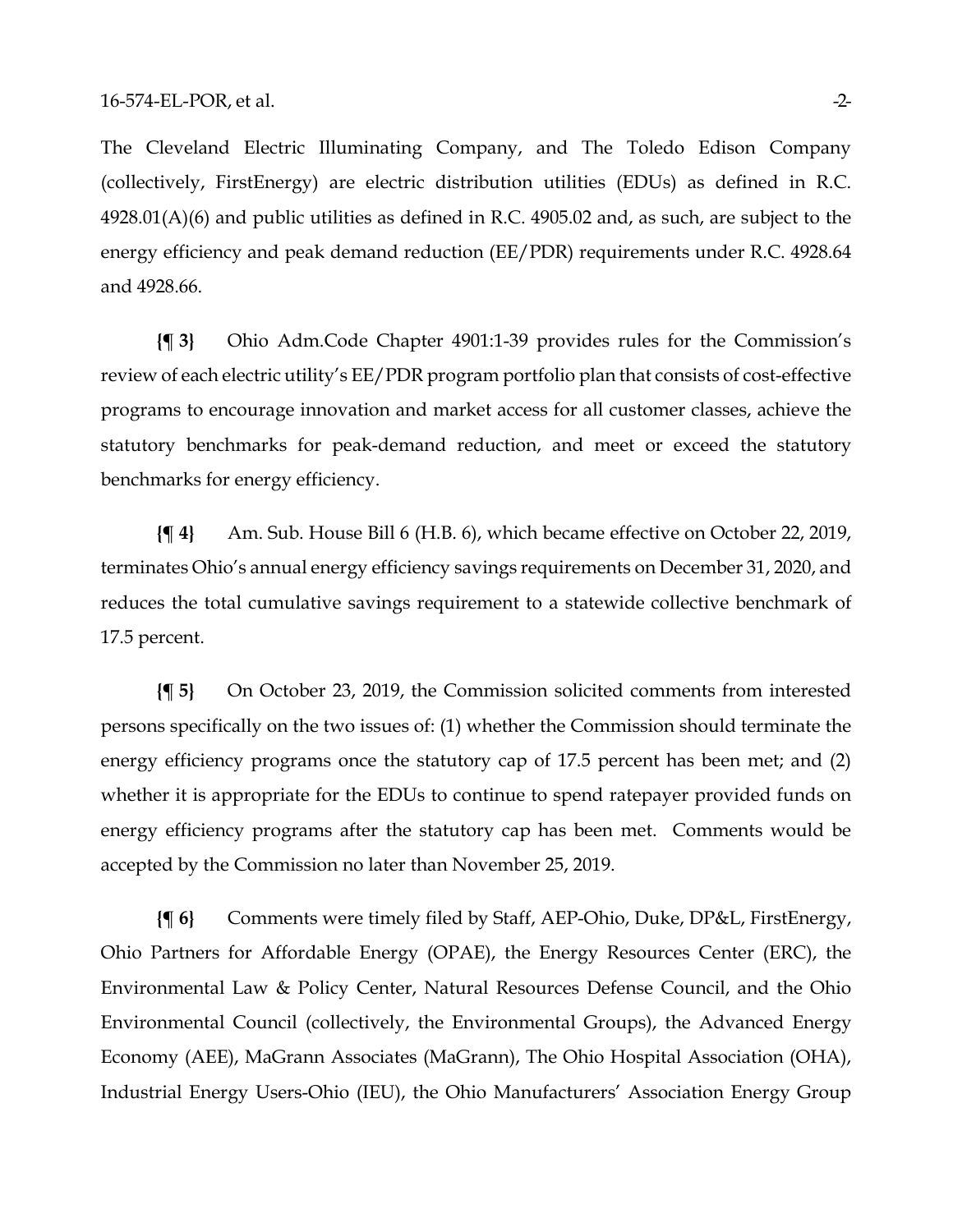The Cleveland Electric Illuminating Company, and The Toledo Edison Company (collectively, FirstEnergy) are electric distribution utilities (EDUs) as defined in R.C. 4928.01(A)(6) and public utilities as defined in R.C. 4905.02 and, as such, are subject to the energy efficiency and peak demand reduction (EE/PDR) requirements under R.C. 4928.64 and 4928.66.

**{¶ 3}** Ohio Adm.Code Chapter 4901:1-39 provides rules for the Commission's review of each electric utility's EE/PDR program portfolio plan that consists of cost-effective programs to encourage innovation and market access for all customer classes, achieve the statutory benchmarks for peak-demand reduction, and meet or exceed the statutory benchmarks for energy efficiency.

**{¶ 4}** Am. Sub. House Bill 6 (H.B. 6), which became effective on October 22, 2019, terminates Ohio's annual energy efficiency savings requirements on December 31, 2020, and reduces the total cumulative savings requirement to a statewide collective benchmark of 17.5 percent.

**{¶ 5}** On October 23, 2019, the Commission solicited comments from interested persons specifically on the two issues of: (1) whether the Commission should terminate the energy efficiency programs once the statutory cap of 17.5 percent has been met; and (2) whether it is appropriate for the EDUs to continue to spend ratepayer provided funds on energy efficiency programs after the statutory cap has been met. Comments would be accepted by the Commission no later than November 25, 2019.

**{¶ 6}** Comments were timely filed by Staff, AEP-Ohio, Duke, DP&L, FirstEnergy, Ohio Partners for Affordable Energy (OPAE), the Energy Resources Center (ERC), the Environmental Law & Policy Center, Natural Resources Defense Council, and the Ohio Environmental Council (collectively, the Environmental Groups), the Advanced Energy Economy (AEE), MaGrann Associates (MaGrann), The Ohio Hospital Association (OHA), Industrial Energy Users-Ohio (IEU), the Ohio Manufacturers' Association Energy Group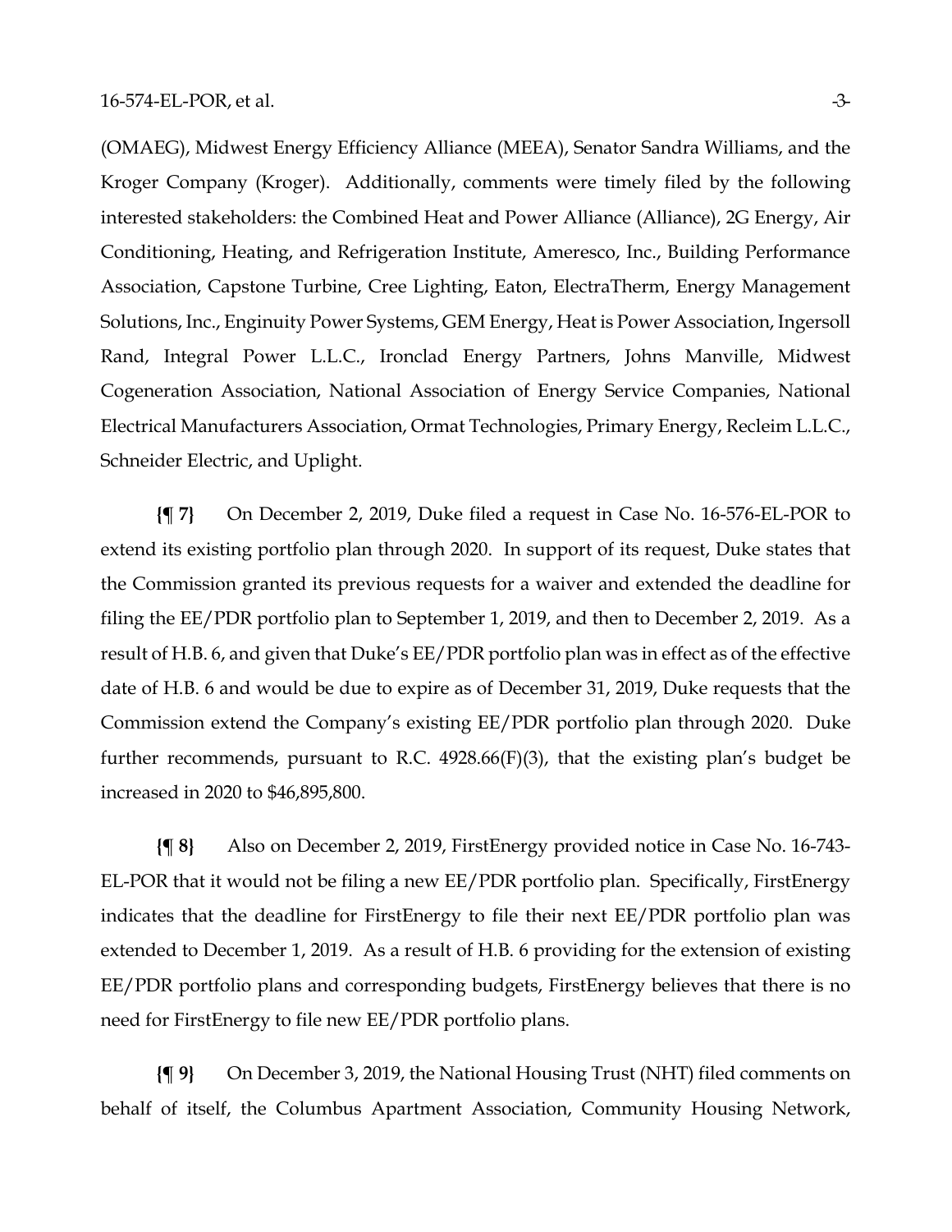(OMAEG), Midwest Energy Efficiency Alliance (MEEA), Senator Sandra Williams, and the Kroger Company (Kroger). Additionally, comments were timely filed by the following interested stakeholders: the Combined Heat and Power Alliance (Alliance), 2G Energy, Air Conditioning, Heating, and Refrigeration Institute, Ameresco, Inc., Building Performance Association, Capstone Turbine, Cree Lighting, Eaton, ElectraTherm, Energy Management Solutions, Inc., Enginuity Power Systems, GEM Energy, Heat is Power Association, Ingersoll Rand, Integral Power L.L.C., Ironclad Energy Partners, Johns Manville, Midwest Cogeneration Association, National Association of Energy Service Companies, National Electrical Manufacturers Association, Ormat Technologies, Primary Energy, Recleim L.L.C., Schneider Electric, and Uplight.

**{¶ 7}** On December 2, 2019, Duke filed a request in Case No. 16-576-EL-POR to extend its existing portfolio plan through 2020. In support of its request, Duke states that the Commission granted its previous requests for a waiver and extended the deadline for filing the EE/PDR portfolio plan to September 1, 2019, and then to December 2, 2019. As a result of H.B. 6, and given that Duke's EE/PDR portfolio plan was in effect as of the effective date of H.B. 6 and would be due to expire as of December 31, 2019, Duke requests that the Commission extend the Company's existing EE/PDR portfolio plan through 2020. Duke further recommends, pursuant to R.C. 4928.66(F)(3), that the existing plan's budget be increased in 2020 to $46,895,800.

**{¶ 8}** Also on December 2, 2019, FirstEnergy provided notice in Case No. 16-743-EL-POR that it would not be filing a new EE/PDR portfolio plan. Specifically, FirstEnergy indicates that the deadline for FirstEnergy to file their next EE/PDR portfolio plan was extended to December 1, 2019. As a result of H.B. 6 providing for the extension of existing EE/PDR portfolio plans and corresponding budgets, FirstEnergy believes that there is no need for FirstEnergy to file new EE/PDR portfolio plans.

**{¶ 9}** On December 3, 2019, the National Housing Trust (NHT) filed comments on behalf of itself, the Columbus Apartment Association, Community Housing Network,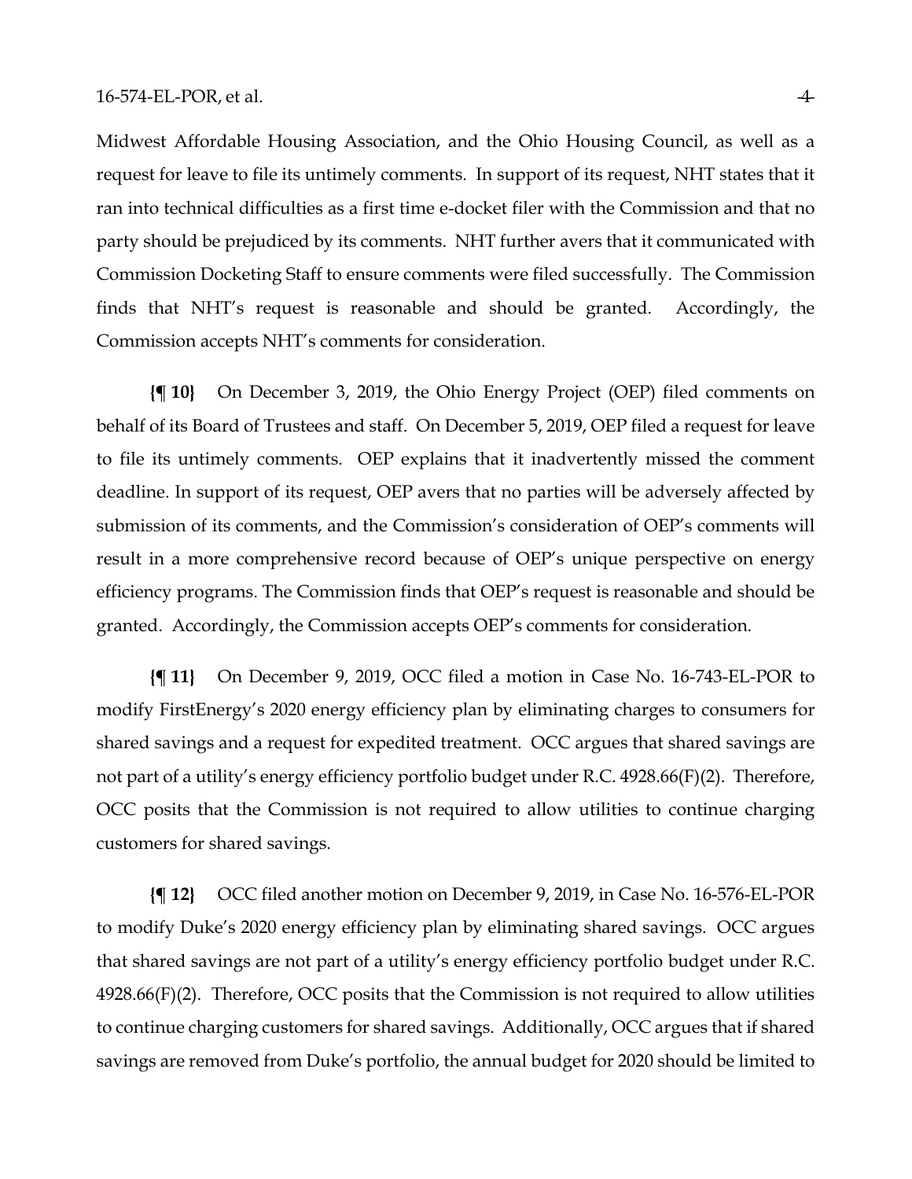Midwest Affordable Housing Association, and the Ohio Housing Council, as well as a request for leave to file its untimely comments. In support of its request, NHT states that it ran into technical difficulties as a first time e-docket filer with the Commission and that no party should be prejudiced by its comments. NHT further avers that it communicated with Commission Docketing Staff to ensure comments were filed successfully. The Commission finds that NHT's request is reasonable and should be granted. Accordingly, the Commission accepts NHT's comments for consideration.

**{¶ 10}** On December 3, 2019, the Ohio Energy Project (OEP) filed comments on behalf of its Board of Trustees and staff. On December 5, 2019, OEP filed a request for leave to file its untimely comments. OEP explains that it inadvertently missed the comment deadline. In support of its request, OEP avers that no parties will be adversely affected by submission of its comments, and the Commission's consideration of OEP's comments will result in a more comprehensive record because of OEP's unique perspective on energy efficiency programs. The Commission finds that OEP's request is reasonable and should be granted. Accordingly, the Commission accepts OEP's comments for consideration.

**{¶ 11}** On December 9, 2019, OCC filed a motion in Case No. 16-743-EL-POR to modify FirstEnergy's 2020 energy efficiency plan by eliminating charges to consumers for shared savings and a request for expedited treatment. OCC argues that shared savings are not part of a utility's energy efficiency portfolio budget under R.C. 4928.66(F)(2). Therefore, OCC posits that the Commission is not required to allow utilities to continue charging customers for shared savings.

**{¶ 12}** OCC filed another motion on December 9, 2019, in Case No. 16-576-EL-POR to modify Duke's 2020 energy efficiency plan by eliminating shared savings. OCC argues that shared savings are not part of a utility's energy efficiency portfolio budget under R.C. 4928.66(F)(2). Therefore, OCC posits that the Commission is not required to allow utilities to continue charging customers for shared savings. Additionally, OCC argues that if shared savings are removed from Duke's portfolio, the annual budget for 2020 should be limited to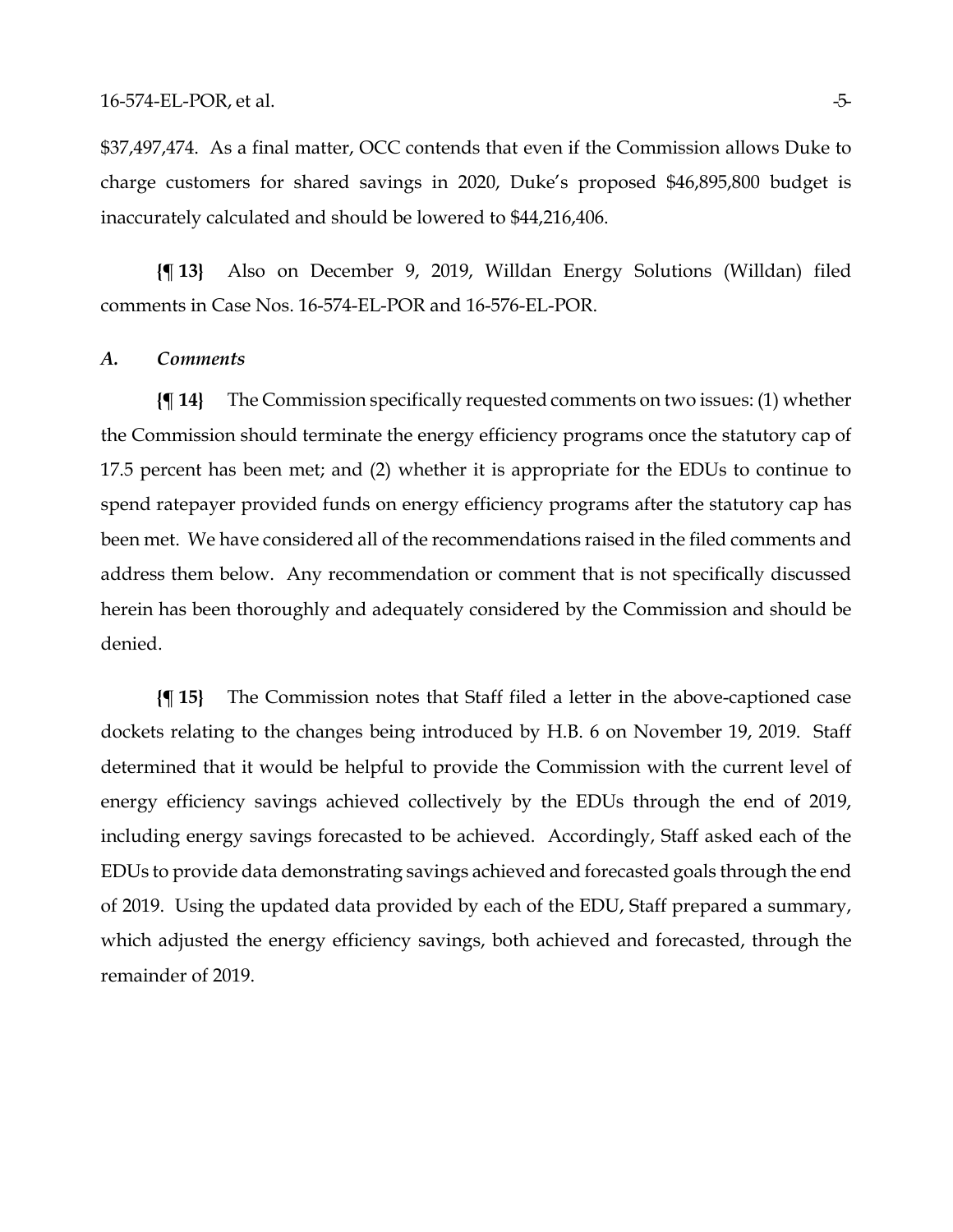$37,497,474. As a final matter, OCC contends that even if the Commission allows Duke to charge customers for shared savings in 2020, Duke's proposed $46,895,800 budget is inaccurately calculated and should be lowered to $44,216,406.

**{¶ 13}** Also on December 9, 2019, Willdan Energy Solutions (Willdan) filed comments in Case Nos. 16-574-EL-POR and 16-576-EL-POR.

### *A. Comments*

**{¶ 14}** The Commission specifically requested comments on two issues: (1) whether the Commission should terminate the energy efficiency programs once the statutory cap of 17.5 percent has been met; and (2) whether it is appropriate for the EDUs to continue to spend ratepayer provided funds on energy efficiency programs after the statutory cap has been met. We have considered all of the recommendations raised in the filed comments and address them below. Any recommendation or comment that is not specifically discussed herein has been thoroughly and adequately considered by the Commission and should be denied.

**{¶ 15}** The Commission notes that Staff filed a letter in the above-captioned case dockets relating to the changes being introduced by H.B. 6 on November 19, 2019. Staff determined that it would be helpful to provide the Commission with the current level of energy efficiency savings achieved collectively by the EDUs through the end of 2019, including energy savings forecasted to be achieved. Accordingly, Staff asked each of the EDUs to provide data demonstrating savings achieved and forecasted goals through the end of 2019. Using the updated data provided by each of the EDU, Staff prepared a summary, which adjusted the energy efficiency savings, both achieved and forecasted, through the remainder of 2019.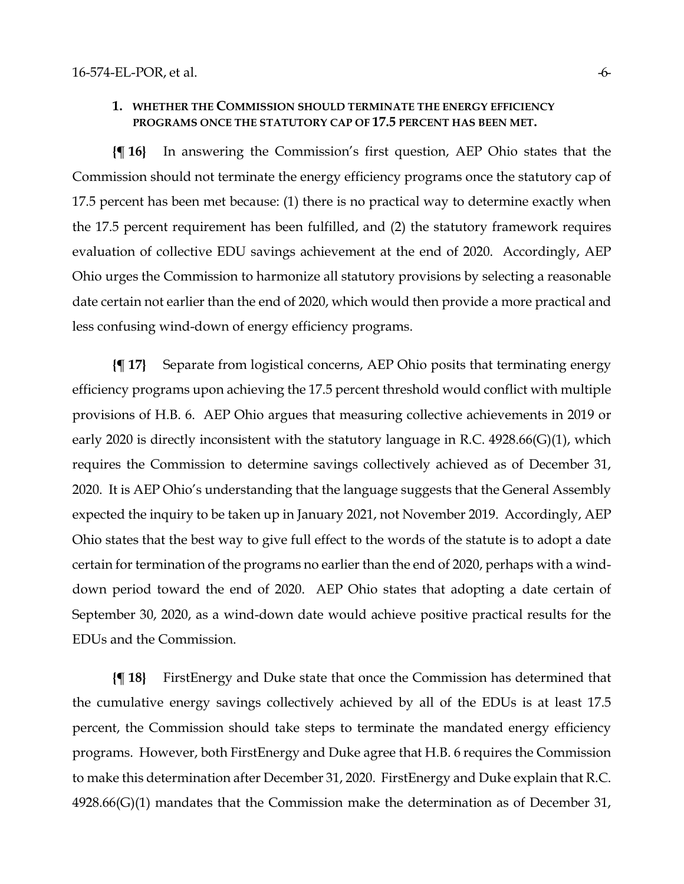### 1. WHETHER THE COMMISSION SHOULD TERMINATE THE ENERGY EFFICIENCY PROGRAMS ONCE THE STATUTORY CAP OF 17.5 PERCENT HAS BEEN MET.

**{¶ 16}** In answering the Commission's first question, AEP Ohio states that the Commission should not terminate the energy efficiency programs once the statutory cap of 17.5 percent has been met because: (1) there is no practical way to determine exactly when the 17.5 percent requirement has been fulfilled, and (2) the statutory framework requires evaluation of collective EDU savings achievement at the end of 2020. Accordingly, AEP Ohio urges the Commission to harmonize all statutory provisions by selecting a reasonable date certain not earlier than the end of 2020, which would then provide a more practical and less confusing wind-down of energy efficiency programs.

**{¶ 17}** Separate from logistical concerns, AEP Ohio posits that terminating energy efficiency programs upon achieving the 17.5 percent threshold would conflict with multiple provisions of H.B. 6. AEP Ohio argues that measuring collective achievements in 2019 or early 2020 is directly inconsistent with the statutory language in R.C. 4928.66(G)(1), which requires the Commission to determine savings collectively achieved as of December 31, 2020. It is AEP Ohio's understanding that the language suggests that the General Assembly expected the inquiry to be taken up in January 2021, not November 2019. Accordingly, AEP Ohio states that the best way to give full effect to the words of the statute is to adopt a date certain for termination of the programs no earlier than the end of 2020, perhaps with a wind-down period toward the end of 2020. AEP Ohio states that adopting a date certain of September 30, 2020, as a wind-down date would achieve positive practical results for the EDUs and the Commission.

**{¶ 18}** FirstEnergy and Duke state that once the Commission has determined that the cumulative energy savings collectively achieved by all of the EDUs is at least 17.5 percent, the Commission should take steps to terminate the mandated energy efficiency programs. However, both FirstEnergy and Duke agree that H.B. 6 requires the Commission to make this determination after December 31, 2020. FirstEnergy and Duke explain that R.C. 4928.66(G)(1) mandates that the Commission make the determination as of December 31,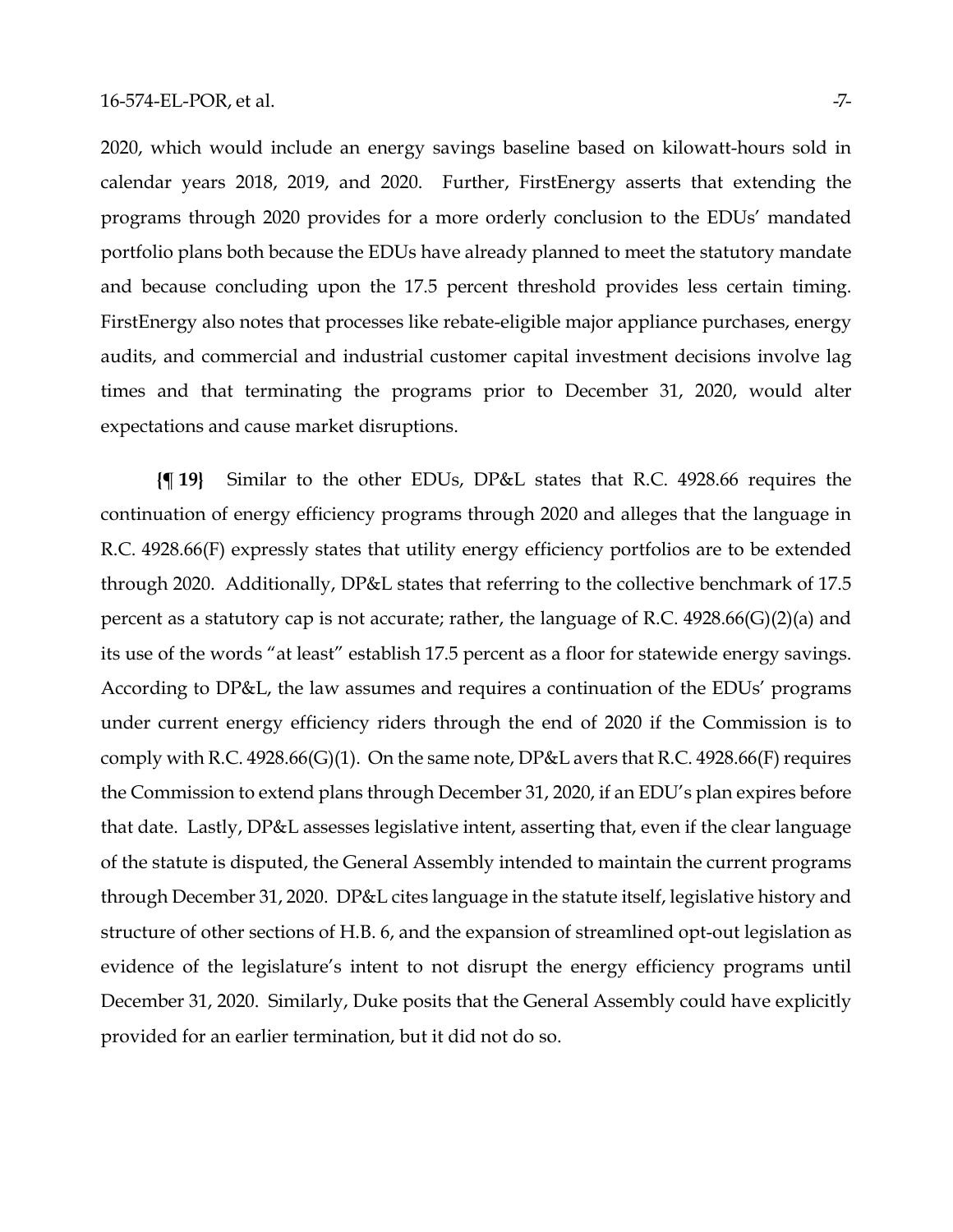2020, which would include an energy savings baseline based on kilowatt-hours sold in calendar years 2018, 2019, and 2020. Further, FirstEnergy asserts that extending the programs through 2020 provides for a more orderly conclusion to the EDUs' mandated portfolio plans both because the EDUs have already planned to meet the statutory mandate and because concluding upon the 17.5 percent threshold provides less certain timing. FirstEnergy also notes that processes like rebate-eligible major appliance purchases, energy audits, and commercial and industrial customer capital investment decisions involve lag times and that terminating the programs prior to December 31, 2020, would alter expectations and cause market disruptions.

**{¶ 19}** Similar to the other EDUs, DP&L states that R.C. 4928.66 requires the continuation of energy efficiency programs through 2020 and alleges that the language in R.C. 4928.66(F) expressly states that utility energy efficiency portfolios are to be extended through 2020. Additionally, DP&L states that referring to the collective benchmark of 17.5 percent as a statutory cap is not accurate; rather, the language of R.C. 4928.66(G)(2)(a) and its use of the words "at least" establish 17.5 percent as a floor for statewide energy savings. According to DP&L, the law assumes and requires a continuation of the EDUs' programs under current energy efficiency riders through the end of 2020 if the Commission is to comply with R.C. 4928.66(G)(1). On the same note, DP&L avers that R.C. 4928.66(F) requires the Commission to extend plans through December 31, 2020, if an EDU's plan expires before that date. Lastly, DP&L assesses legislative intent, asserting that, even if the clear language of the statute is disputed, the General Assembly intended to maintain the current programs through December 31, 2020. DP&L cites language in the statute itself, legislative history and structure of other sections of H.B. 6, and the expansion of streamlined opt-out legislation as evidence of the legislature's intent to not disrupt the energy efficiency programs until December 31, 2020. Similarly, Duke posits that the General Assembly could have explicitly provided for an earlier termination, but it did not do so.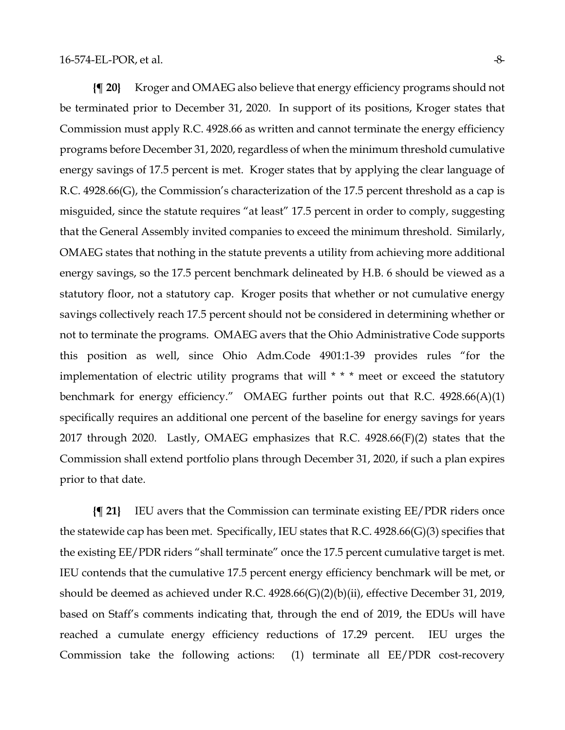**{¶ 20}** Kroger and OMAEG also believe that energy efficiency programs should not be terminated prior to December 31, 2020. In support of its positions, Kroger states that Commission must apply R.C. 4928.66 as written and cannot terminate the energy efficiency programs before December 31, 2020, regardless of when the minimum threshold cumulative energy savings of 17.5 percent is met. Kroger states that by applying the clear language of R.C. 4928.66(G), the Commission's characterization of the 17.5 percent threshold as a cap is misguided, since the statute requires "at least" 17.5 percent in order to comply, suggesting that the General Assembly invited companies to exceed the minimum threshold. Similarly, OMAEG states that nothing in the statute prevents a utility from achieving more additional energy savings, so the 17.5 percent benchmark delineated by H.B. 6 should be viewed as a statutory floor, not a statutory cap. Kroger posits that whether or not cumulative energy savings collectively reach 17.5 percent should not be considered in determining whether or not to terminate the programs. OMAEG avers that the Ohio Administrative Code supports this position as well, since Ohio Adm.Code 4901:1-39 provides rules "for the implementation of electric utility programs that will * * * meet or exceed the statutory benchmark for energy efficiency." OMAEG further points out that R.C. 4928.66(A)(1) specifically requires an additional one percent of the baseline for energy savings for years 2017 through 2020. Lastly, OMAEG emphasizes that R.C. 4928.66(F)(2) states that the Commission shall extend portfolio plans through December 31, 2020, if such a plan expires prior to that date.

**{¶ 21}** IEU avers that the Commission can terminate existing EE/PDR riders once the statewide cap has been met. Specifically, IEU states that R.C. 4928.66(G)(3) specifies that the existing EE/PDR riders "shall terminate" once the 17.5 percent cumulative target is met. IEU contends that the cumulative 17.5 percent energy efficiency benchmark will be met, or should be deemed as achieved under R.C. 4928.66(G)(2)(b)(ii), effective December 31, 2019, based on Staff's comments indicating that, through the end of 2019, the EDUs will have reached a cumulate energy efficiency reductions of 17.29 percent. IEU urges the Commission take the following actions: (1) terminate all EE/PDR cost-recovery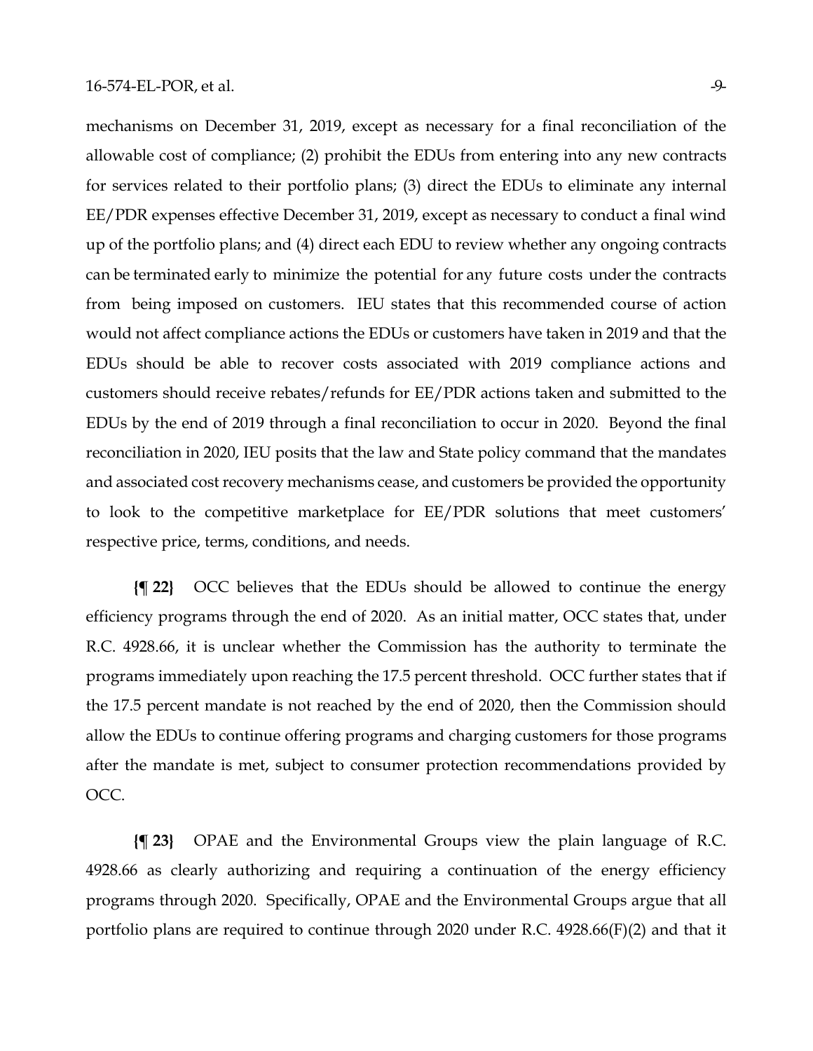mechanisms on December 31, 2019, except as necessary for a final reconciliation of the allowable cost of compliance; (2) prohibit the EDUs from entering into any new contracts for services related to their portfolio plans; (3) direct the EDUs to eliminate any internal EE/PDR expenses effective December 31, 2019, except as necessary to conduct a final wind up of the portfolio plans; and (4) direct each EDU to review whether any ongoing contracts can be terminated early to minimize the potential for any future costs under the contracts from being imposed on customers. IEU states that this recommended course of action would not affect compliance actions the EDUs or customers have taken in 2019 and that the EDUs should be able to recover costs associated with 2019 compliance actions and customers should receive rebates/refunds for EE/PDR actions taken and submitted to the EDUs by the end of 2019 through a final reconciliation to occur in 2020. Beyond the final reconciliation in 2020, IEU posits that the law and State policy command that the mandates and associated cost recovery mechanisms cease, and customers be provided the opportunity to look to the competitive marketplace for EE/PDR solutions that meet customers' respective price, terms, conditions, and needs.

**{¶ 22}** OCC believes that the EDUs should be allowed to continue the energy efficiency programs through the end of 2020. As an initial matter, OCC states that, under R.C. 4928.66, it is unclear whether the Commission has the authority to terminate the programs immediately upon reaching the 17.5 percent threshold. OCC further states that if the 17.5 percent mandate is not reached by the end of 2020, then the Commission should allow the EDUs to continue offering programs and charging customers for those programs after the mandate is met, subject to consumer protection recommendations provided by OCC.

**{¶ 23}** OPAE and the Environmental Groups view the plain language of R.C. 4928.66 as clearly authorizing and requiring a continuation of the energy efficiency programs through 2020. Specifically, OPAE and the Environmental Groups argue that all portfolio plans are required to continue through 2020 under R.C. 4928.66(F)(2) and that it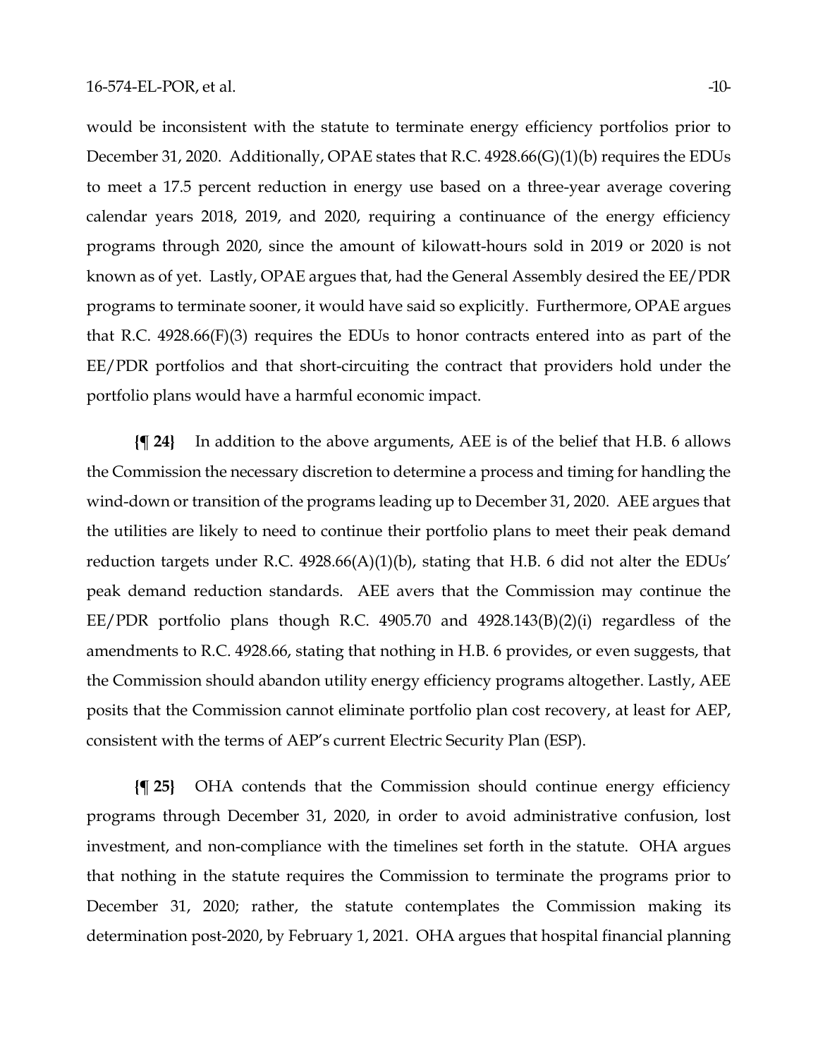would be inconsistent with the statute to terminate energy efficiency portfolios prior to December 31, 2020. Additionally, OPAE states that R.C. 4928.66(G)(1)(b) requires the EDUs to meet a 17.5 percent reduction in energy use based on a three-year average covering calendar years 2018, 2019, and 2020, requiring a continuance of the energy efficiency programs through 2020, since the amount of kilowatt-hours sold in 2019 or 2020 is not known as of yet. Lastly, OPAE argues that, had the General Assembly desired the EE/PDR programs to terminate sooner, it would have said so explicitly. Furthermore, OPAE argues that R.C. 4928.66(F)(3) requires the EDUs to honor contracts entered into as part of the EE/PDR portfolios and that short-circuiting the contract that providers hold under the portfolio plans would have a harmful economic impact.

**{¶ 24}** In addition to the above arguments, AEE is of the belief that H.B. 6 allows the Commission the necessary discretion to determine a process and timing for handling the wind-down or transition of the programs leading up to December 31, 2020. AEE argues that the utilities are likely to need to continue their portfolio plans to meet their peak demand reduction targets under R.C. 4928.66(A)(1)(b), stating that H.B. 6 did not alter the EDUs' peak demand reduction standards. AEE avers that the Commission may continue the EE/PDR portfolio plans though R.C. 4905.70 and 4928.143(B)(2)(i) regardless of the amendments to R.C. 4928.66, stating that nothing in H.B. 6 provides, or even suggests, that the Commission should abandon utility energy efficiency programs altogether. Lastly, AEE posits that the Commission cannot eliminate portfolio plan cost recovery, at least for AEP, consistent with the terms of AEP's current Electric Security Plan (ESP).

**{¶ 25}** OHA contends that the Commission should continue energy efficiency programs through December 31, 2020, in order to avoid administrative confusion, lost investment, and non-compliance with the timelines set forth in the statute. OHA argues that nothing in the statute requires the Commission to terminate the programs prior to December 31, 2020; rather, the statute contemplates the Commission making its determination post-2020, by February 1, 2021. OHA argues that hospital financial planning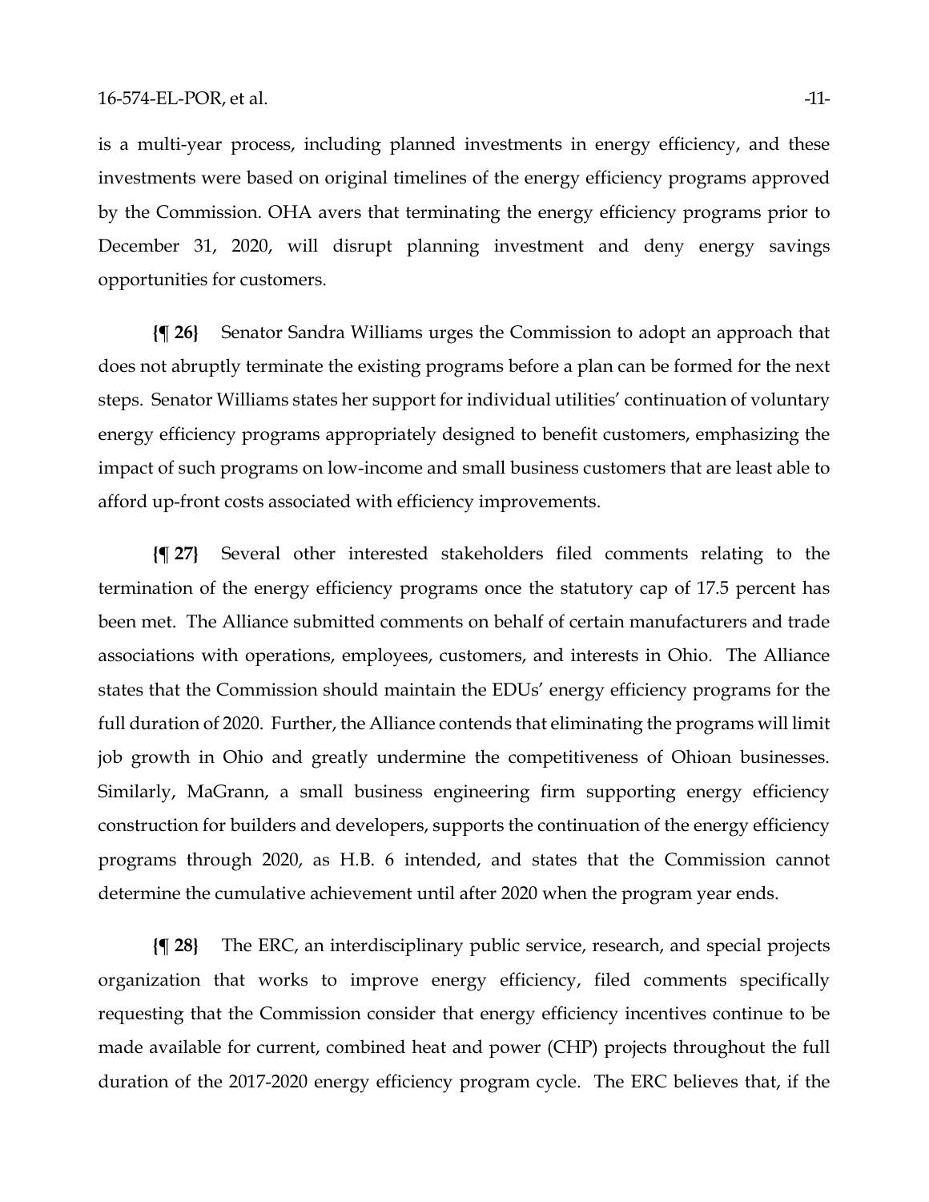is a multi-year process, including planned investments in energy efficiency, and these investments were based on original timelines of the energy efficiency programs approved by the Commission. OHA avers that terminating the energy efficiency programs prior to December 31, 2020, will disrupt planning investment and deny energy savings opportunities for customers.

**{¶ 26}** Senator Sandra Williams urges the Commission to adopt an approach that does not abruptly terminate the existing programs before a plan can be formed for the next steps. Senator Williams states her support for individual utilities' continuation of voluntary energy efficiency programs appropriately designed to benefit customers, emphasizing the impact of such programs on low-income and small business customers that are least able to afford up-front costs associated with efficiency improvements.

**{¶ 27}** Several other interested stakeholders filed comments relating to the termination of the energy efficiency programs once the statutory cap of 17.5 percent has been met. The Alliance submitted comments on behalf of certain manufacturers and trade associations with operations, employees, customers, and interests in Ohio. The Alliance states that the Commission should maintain the EDUs' energy efficiency programs for the full duration of 2020. Further, the Alliance contends that eliminating the programs will limit job growth in Ohio and greatly undermine the competitiveness of Ohioan businesses. Similarly, MaGrann, a small business engineering firm supporting energy efficiency construction for builders and developers, supports the continuation of the energy efficiency programs through 2020, as H.B. 6 intended, and states that the Commission cannot determine the cumulative achievement until after 2020 when the program year ends.

**{¶ 28}** The ERC, an interdisciplinary public service, research, and special projects organization that works to improve energy efficiency, filed comments specifically requesting that the Commission consider that energy efficiency incentives continue to be made available for current, combined heat and power (CHP) projects throughout the full duration of the 2017-2020 energy efficiency program cycle. The ERC believes that, if the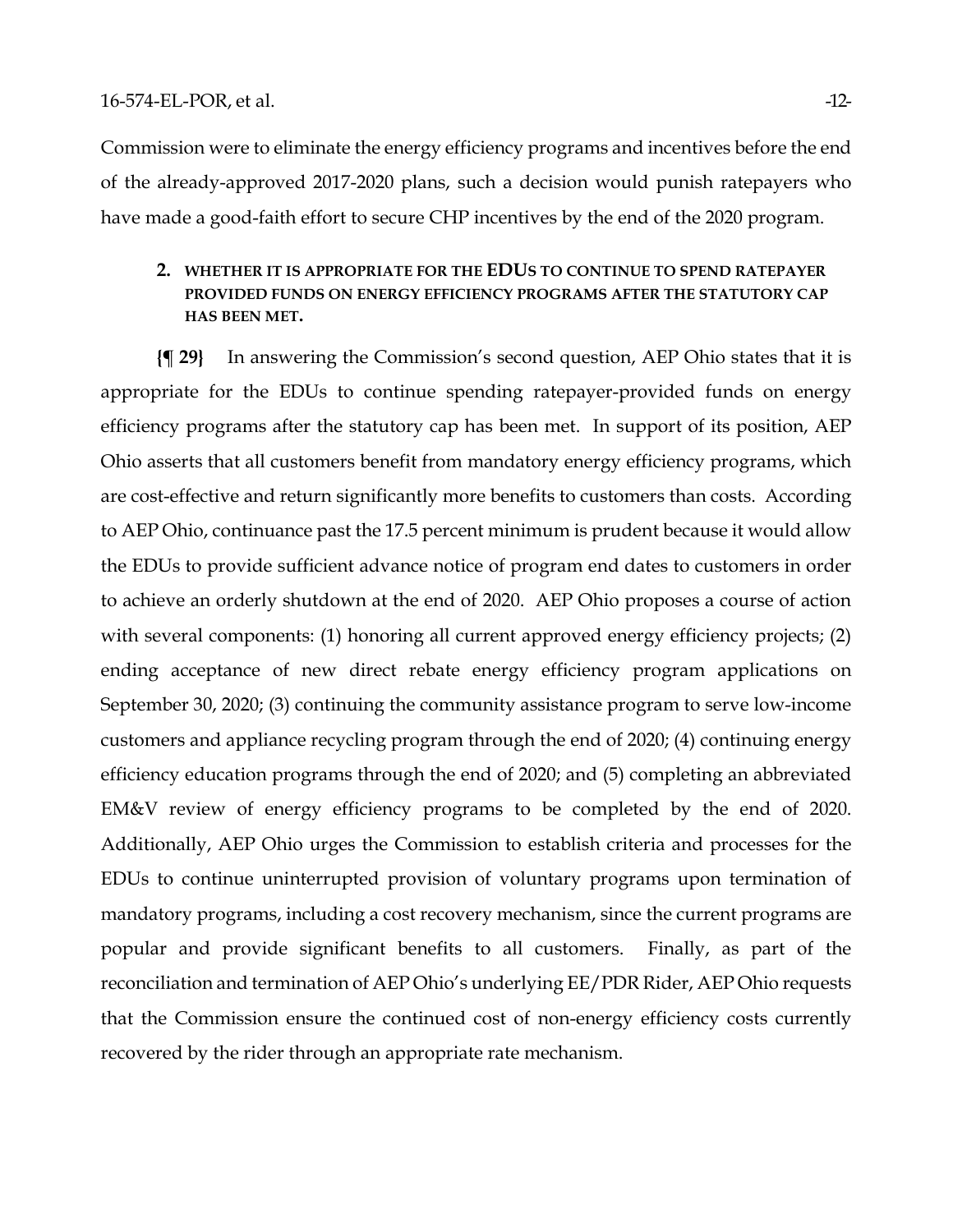Commission were to eliminate the energy efficiency programs and incentives before the end of the already-approved 2017-2020 plans, such a decision would punish ratepayers who have made a good-faith effort to secure CHP incentives by the end of the 2020 program.

### 2. WHETHER IT IS APPROPRIATE FOR THE EDUS TO CONTINUE TO SPEND RATEPAYER PROVIDED FUNDS ON ENERGY EFFICIENCY PROGRAMS AFTER THE STATUTORY CAP HAS BEEN MET.

**{¶ 29}** In answering the Commission's second question, AEP Ohio states that it is appropriate for the EDUs to continue spending ratepayer-provided funds on energy efficiency programs after the statutory cap has been met. In support of its position, AEP Ohio asserts that all customers benefit from mandatory energy efficiency programs, which are cost-effective and return significantly more benefits to customers than costs. According to AEP Ohio, continuance past the 17.5 percent minimum is prudent because it would allow the EDUs to provide sufficient advance notice of program end dates to customers in order to achieve an orderly shutdown at the end of 2020. AEP Ohio proposes a course of action with several components: (1) honoring all current approved energy efficiency projects; (2) ending acceptance of new direct rebate energy efficiency program applications on September 30, 2020; (3) continuing the community assistance program to serve low-income customers and appliance recycling program through the end of 2020; (4) continuing energy efficiency education programs through the end of 2020; and (5) completing an abbreviated EM&V review of energy efficiency programs to be completed by the end of 2020. Additionally, AEP Ohio urges the Commission to establish criteria and processes for the EDUs to continue uninterrupted provision of voluntary programs upon termination of mandatory programs, including a cost recovery mechanism, since the current programs are popular and provide significant benefits to all customers. Finally, as part of the reconciliation and termination of AEP Ohio's underlying EE/PDR Rider, AEP Ohio requests that the Commission ensure the continued cost of non-energy efficiency costs currently recovered by the rider through an appropriate rate mechanism.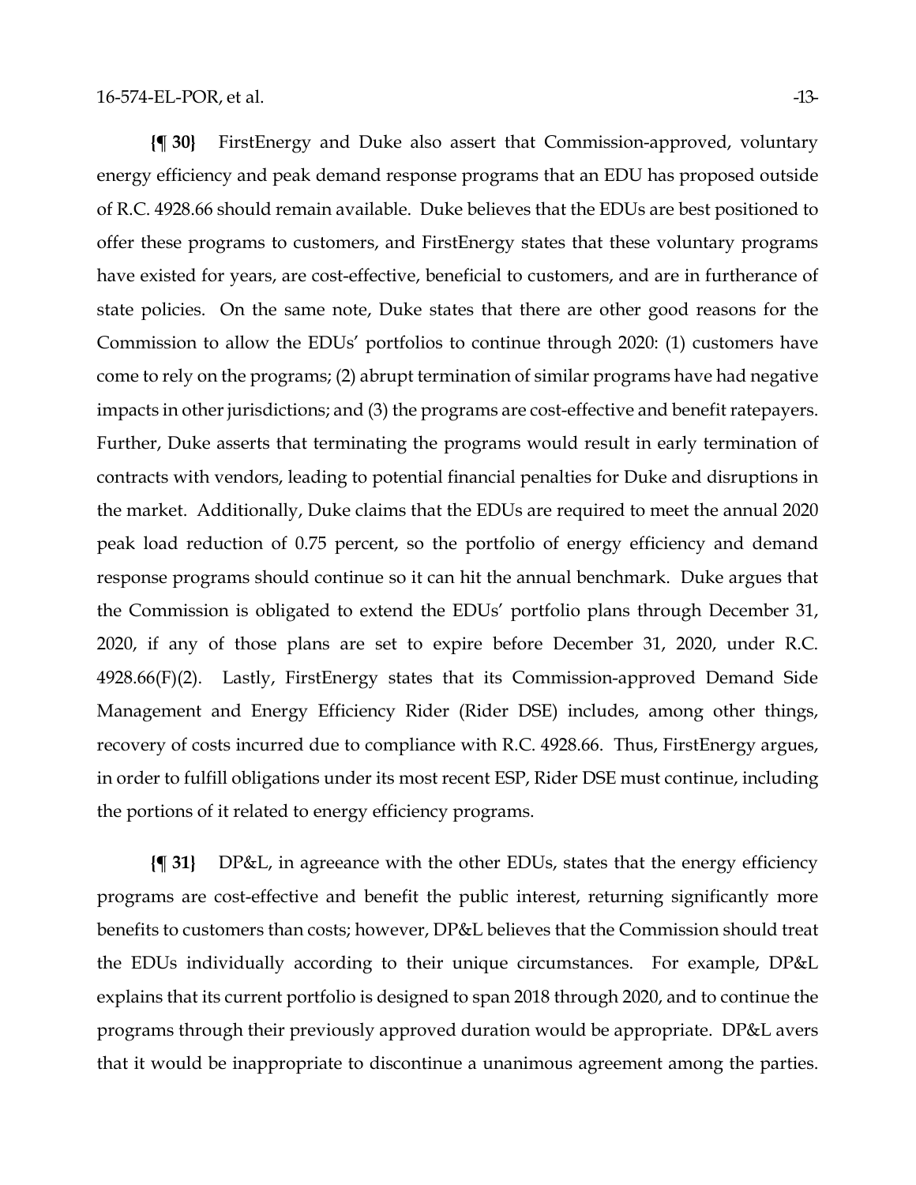**{¶ 30}** FirstEnergy and Duke also assert that Commission-approved, voluntary energy efficiency and peak demand response programs that an EDU has proposed outside of R.C. 4928.66 should remain available. Duke believes that the EDUs are best positioned to offer these programs to customers, and FirstEnergy states that these voluntary programs have existed for years, are cost-effective, beneficial to customers, and are in furtherance of state policies. On the same note, Duke states that there are other good reasons for the Commission to allow the EDUs' portfolios to continue through 2020: (1) customers have come to rely on the programs; (2) abrupt termination of similar programs have had negative impacts in other jurisdictions; and (3) the programs are cost-effective and benefit ratepayers. Further, Duke asserts that terminating the programs would result in early termination of contracts with vendors, leading to potential financial penalties for Duke and disruptions in the market. Additionally, Duke claims that the EDUs are required to meet the annual 2020 peak load reduction of 0.75 percent, so the portfolio of energy efficiency and demand response programs should continue so it can hit the annual benchmark. Duke argues that the Commission is obligated to extend the EDUs' portfolio plans through December 31, 2020, if any of those plans are set to expire before December 31, 2020, under R.C. 4928.66(F)(2). Lastly, FirstEnergy states that its Commission-approved Demand Side Management and Energy Efficiency Rider (Rider DSE) includes, among other things, recovery of costs incurred due to compliance with R.C. 4928.66. Thus, FirstEnergy argues, in order to fulfill obligations under its most recent ESP, Rider DSE must continue, including the portions of it related to energy efficiency programs.

**{¶ 31}** DP&L, in agreeance with the other EDUs, states that the energy efficiency programs are cost-effective and benefit the public interest, returning significantly more benefits to customers than costs; however, DP&L believes that the Commission should treat the EDUs individually according to their unique circumstances. For example, DP&L explains that its current portfolio is designed to span 2018 through 2020, and to continue the programs through their previously approved duration would be appropriate. DP&L avers that it would be inappropriate to discontinue a unanimous agreement among the parties.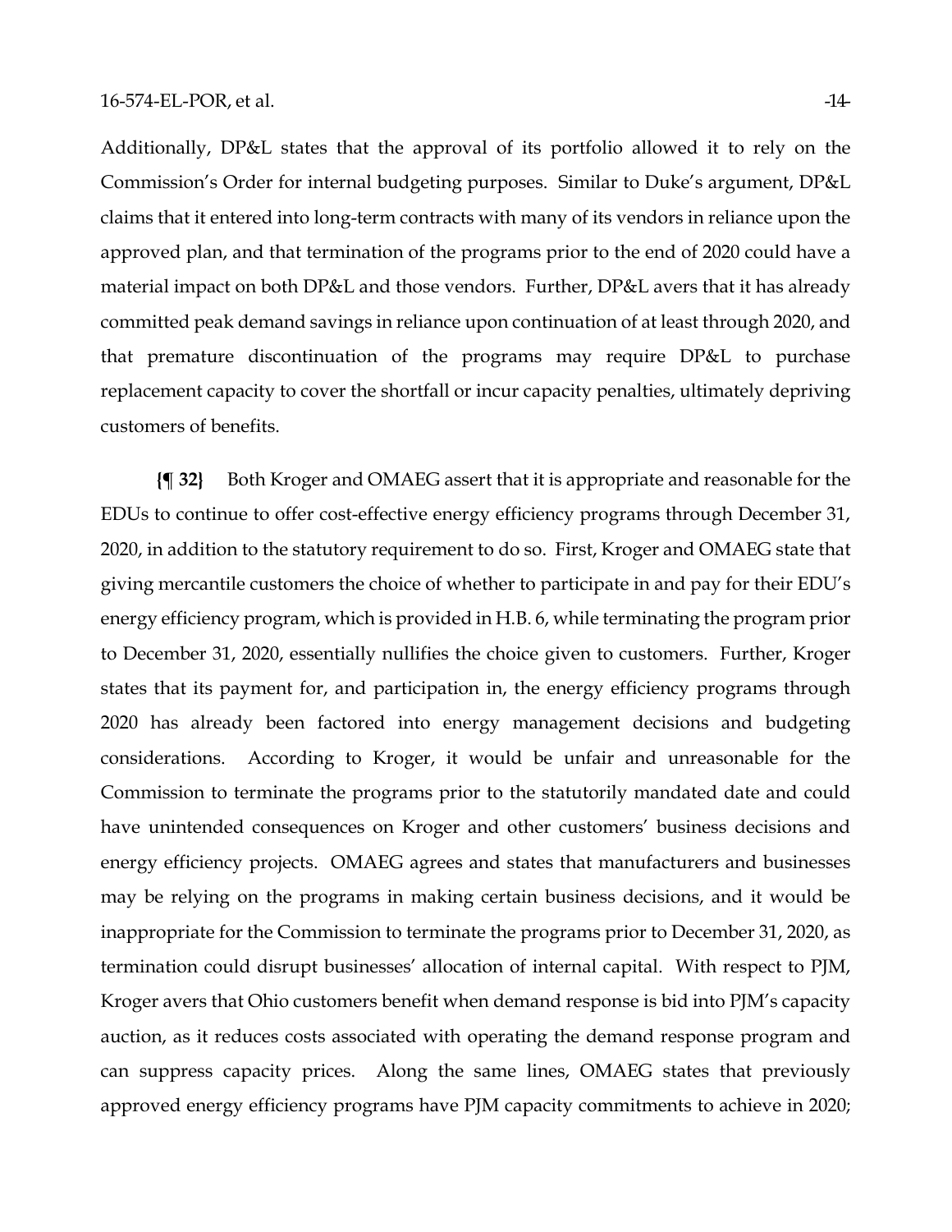Additionally, DP&L states that the approval of its portfolio allowed it to rely on the Commission's Order for internal budgeting purposes. Similar to Duke's argument, DP&L claims that it entered into long-term contracts with many of its vendors in reliance upon the approved plan, and that termination of the programs prior to the end of 2020 could have a material impact on both DP&L and those vendors. Further, DP&L avers that it has already committed peak demand savings in reliance upon continuation of at least through 2020, and that premature discontinuation of the programs may require DP&L to purchase replacement capacity to cover the shortfall or incur capacity penalties, ultimately depriving customers of benefits.

**{¶ 32}** Both Kroger and OMAEG assert that it is appropriate and reasonable for the EDUs to continue to offer cost-effective energy efficiency programs through December 31, 2020, in addition to the statutory requirement to do so. First, Kroger and OMAEG state that giving mercantile customers the choice of whether to participate in and pay for their EDU's energy efficiency program, which is provided in H.B. 6, while terminating the program prior to December 31, 2020, essentially nullifies the choice given to customers. Further, Kroger states that its payment for, and participation in, the energy efficiency programs through 2020 has already been factored into energy management decisions and budgeting considerations. According to Kroger, it would be unfair and unreasonable for the Commission to terminate the programs prior to the statutorily mandated date and could have unintended consequences on Kroger and other customers' business decisions and energy efficiency projects. OMAEG agrees and states that manufacturers and businesses may be relying on the programs in making certain business decisions, and it would be inappropriate for the Commission to terminate the programs prior to December 31, 2020, as termination could disrupt businesses' allocation of internal capital. With respect to PJM, Kroger avers that Ohio customers benefit when demand response is bid into PJM's capacity auction, as it reduces costs associated with operating the demand response program and can suppress capacity prices. Along the same lines, OMAEG states that previously approved energy efficiency programs have PJM capacity commitments to achieve in 2020;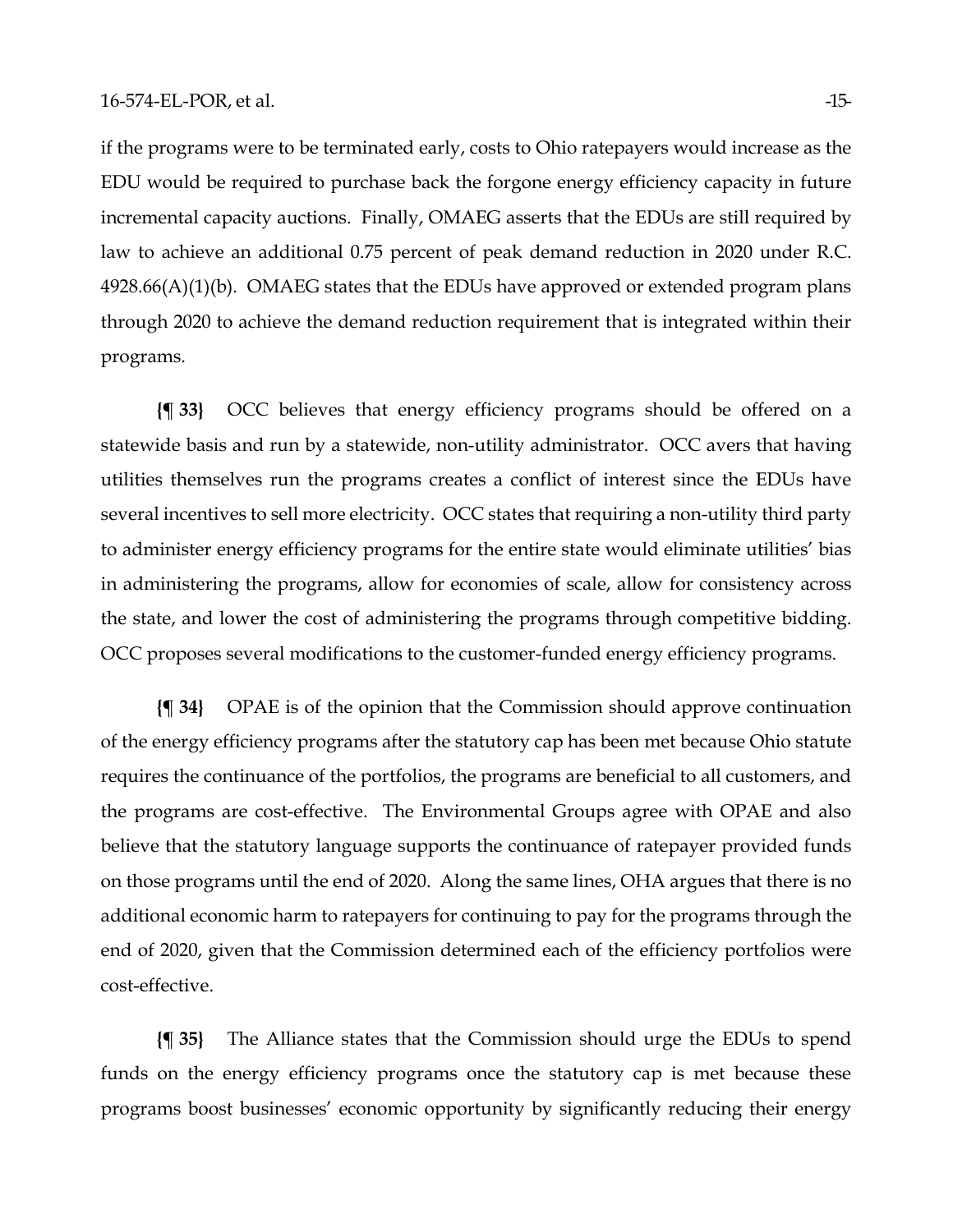if the programs were to be terminated early, costs to Ohio ratepayers would increase as the EDU would be required to purchase back the forgone energy efficiency capacity in future incremental capacity auctions. Finally, OMAEG asserts that the EDUs are still required by law to achieve an additional 0.75 percent of peak demand reduction in 2020 under R.C. 4928.66(A)(1)(b). OMAEG states that the EDUs have approved or extended program plans through 2020 to achieve the demand reduction requirement that is integrated within their programs.

**{¶ 33}** OCC believes that energy efficiency programs should be offered on a statewide basis and run by a statewide, non-utility administrator. OCC avers that having utilities themselves run the programs creates a conflict of interest since the EDUs have several incentives to sell more electricity. OCC states that requiring a non-utility third party to administer energy efficiency programs for the entire state would eliminate utilities' bias in administering the programs, allow for economies of scale, allow for consistency across the state, and lower the cost of administering the programs through competitive bidding. OCC proposes several modifications to the customer-funded energy efficiency programs.

**{¶ 34}** OPAE is of the opinion that the Commission should approve continuation of the energy efficiency programs after the statutory cap has been met because Ohio statute requires the continuance of the portfolios, the programs are beneficial to all customers, and the programs are cost-effective. The Environmental Groups agree with OPAE and also believe that the statutory language supports the continuance of ratepayer provided funds on those programs until the end of 2020. Along the same lines, OHA argues that there is no additional economic harm to ratepayers for continuing to pay for the programs through the end of 2020, given that the Commission determined each of the efficiency portfolios were cost-effective.

**{¶ 35}** The Alliance states that the Commission should urge the EDUs to spend funds on the energy efficiency programs once the statutory cap is met because these programs boost businesses' economic opportunity by significantly reducing their energy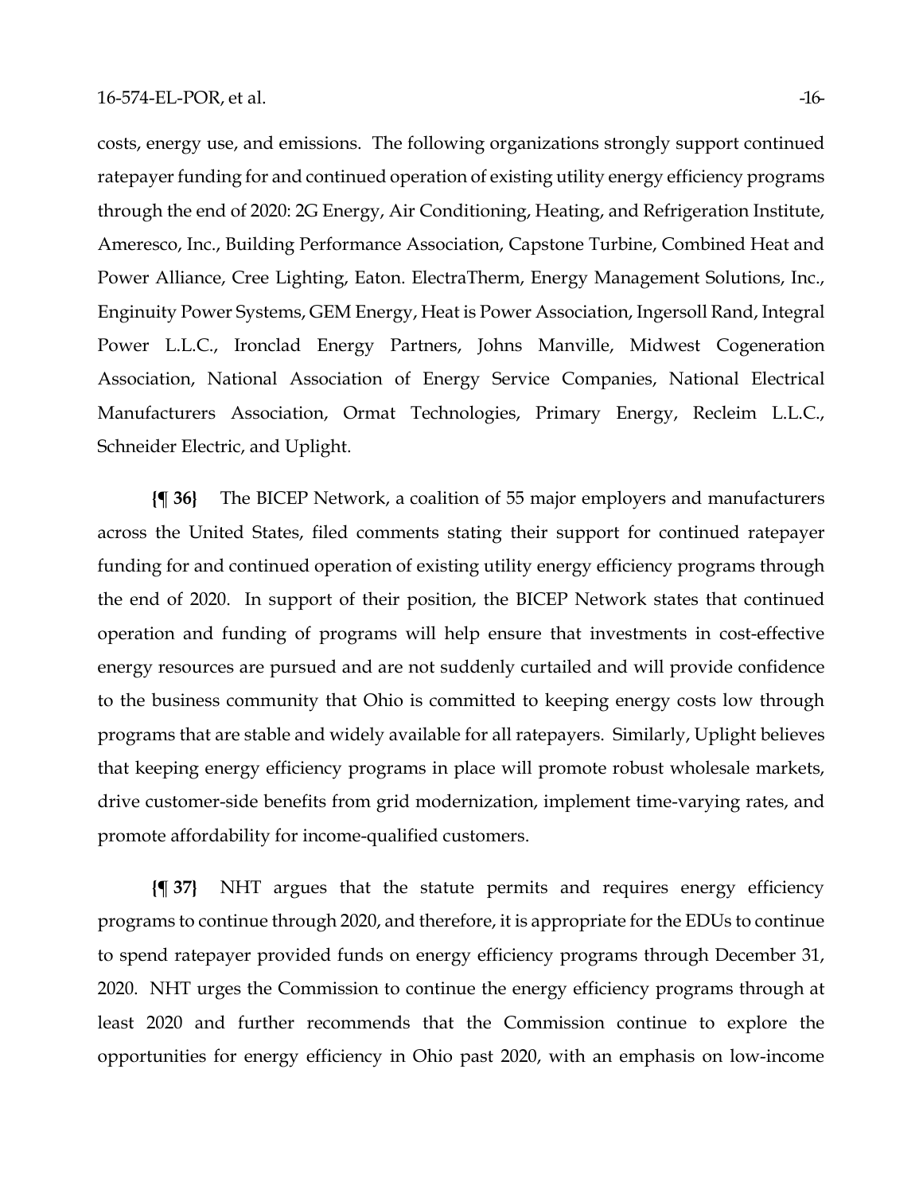costs, energy use, and emissions. The following organizations strongly support continued ratepayer funding for and continued operation of existing utility energy efficiency programs through the end of 2020: 2G Energy, Air Conditioning, Heating, and Refrigeration Institute, Ameresco, Inc., Building Performance Association, Capstone Turbine, Combined Heat and Power Alliance, Cree Lighting, Eaton. ElectraTherm, Energy Management Solutions, Inc., Enginuity Power Systems, GEM Energy, Heat is Power Association, Ingersoll Rand, Integral Power L.L.C., Ironclad Energy Partners, Johns Manville, Midwest Cogeneration Association, National Association of Energy Service Companies, National Electrical Manufacturers Association, Ormat Technologies, Primary Energy, Recleim L.L.C., Schneider Electric, and Uplight.

**{¶ 36}** The BICEP Network, a coalition of 55 major employers and manufacturers across the United States, filed comments stating their support for continued ratepayer funding for and continued operation of existing utility energy efficiency programs through the end of 2020. In support of their position, the BICEP Network states that continued operation and funding of programs will help ensure that investments in cost-effective energy resources are pursued and are not suddenly curtailed and will provide confidence to the business community that Ohio is committed to keeping energy costs low through programs that are stable and widely available for all ratepayers. Similarly, Uplight believes that keeping energy efficiency programs in place will promote robust wholesale markets, drive customer-side benefits from grid modernization, implement time-varying rates, and promote affordability for income-qualified customers.

**{¶ 37}** NHT argues that the statute permits and requires energy efficiency programs to continue through 2020, and therefore, it is appropriate for the EDUs to continue to spend ratepayer provided funds on energy efficiency programs through December 31, 2020. NHT urges the Commission to continue the energy efficiency programs through at least 2020 and further recommends that the Commission continue to explore the opportunities for energy efficiency in Ohio past 2020, with an emphasis on low-income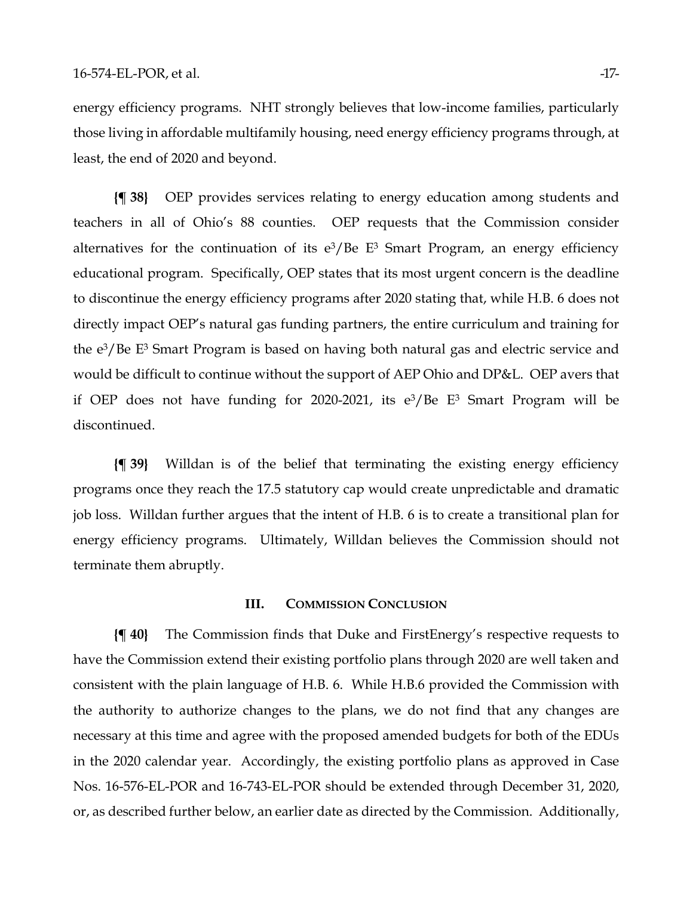energy efficiency programs. NHT strongly believes that low-income families, particularly those living in affordable multifamily housing, need energy efficiency programs through, at least, the end of 2020 and beyond.

**{¶ 38}** OEP provides services relating to energy education among students and teachers in all of Ohio's 88 counties. OEP requests that the Commission consider alternatives for the continuation of its $e^3$/Be $E^3$ Smart Program, an energy efficiency educational program. Specifically, OEP states that its most urgent concern is the deadline to discontinue the energy efficiency programs after 2020 stating that, while H.B. 6 does not directly impact OEP's natural gas funding partners, the entire curriculum and training for the $e^3$/Be $E^3$ Smart Program is based on having both natural gas and electric service and would be difficult to continue without the support of AEP Ohio and DP&L. OEP avers that if OEP does not have funding for 2020-2021, its $e^3$/Be $E^3$ Smart Program will be discontinued.

**{¶ 39}** Willdan is of the belief that terminating the existing energy efficiency programs once they reach the 17.5 statutory cap would create unpredictable and dramatic job loss. Willdan further argues that the intent of H.B. 6 is to create a transitional plan for energy efficiency programs. Ultimately, Willdan believes the Commission should not terminate them abruptly.

## III. COMMISSION CONCLUSION

**{¶ 40}** The Commission finds that Duke and FirstEnergy's respective requests to have the Commission extend their existing portfolio plans through 2020 are well taken and consistent with the plain language of H.B. 6. While H.B.6 provided the Commission with the authority to authorize changes to the plans, we do not find that any changes are necessary at this time and agree with the proposed amended budgets for both of the EDUs in the 2020 calendar year. Accordingly, the existing portfolio plans as approved in Case Nos. 16-576-EL-POR and 16-743-EL-POR should be extended through December 31, 2020, or, as described further below, an earlier date as directed by the Commission. Additionally,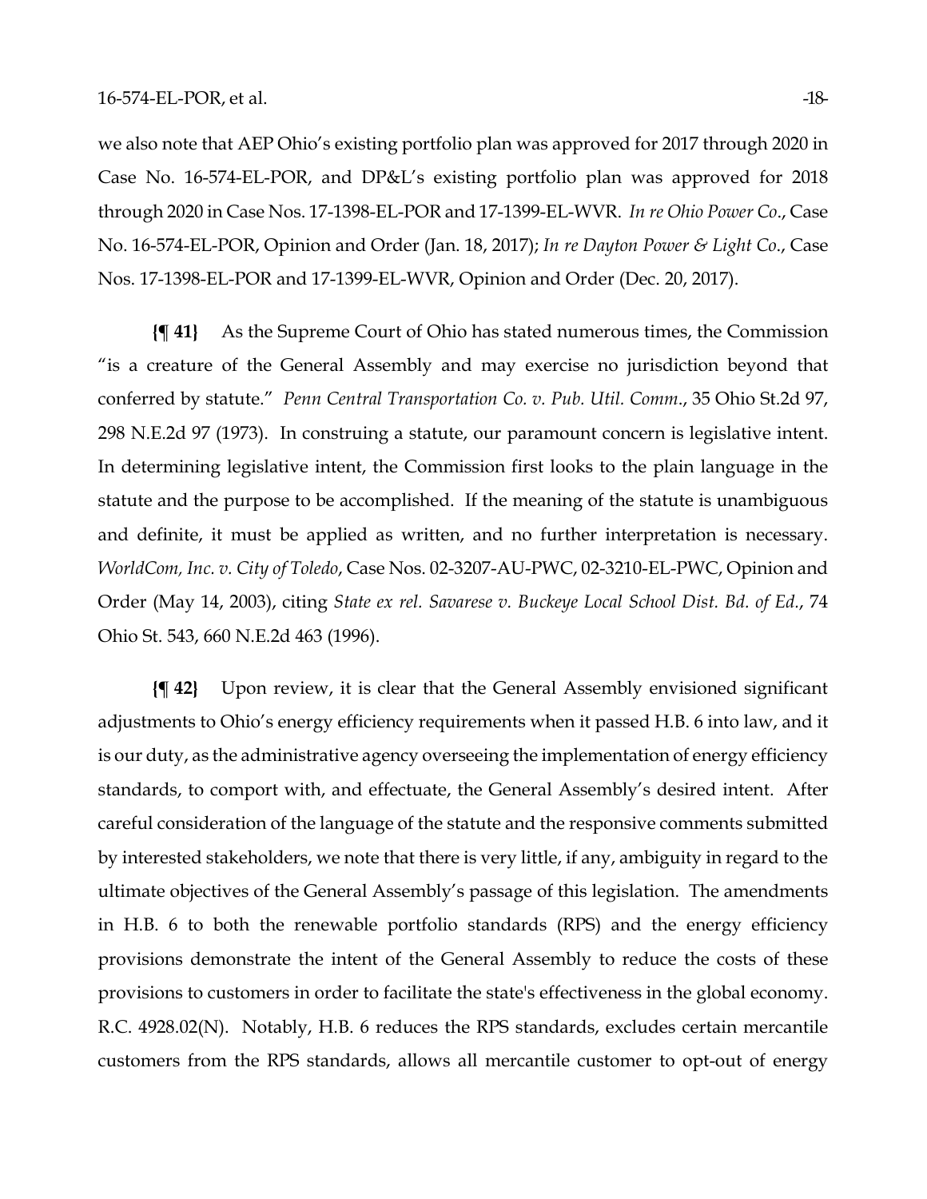we also note that AEP Ohio's existing portfolio plan was approved for 2017 through 2020 in Case No. 16-574-EL-POR, and DP&L's existing portfolio plan was approved for 2018 through 2020 in Case Nos. 17-1398-EL-POR and 17-1399-EL-WVR. *In re Ohio Power Co.*, Case No. 16-574-EL-POR, Opinion and Order (Jan. 18, 2017); *In re Dayton Power & Light Co.*, Case Nos. 17-1398-EL-POR and 17-1399-EL-WVR, Opinion and Order (Dec. 20, 2017).

**{¶ 41}** As the Supreme Court of Ohio has stated numerous times, the Commission "is a creature of the General Assembly and may exercise no jurisdiction beyond that conferred by statute." *Penn Central Transportation Co. v. Pub. Util. Comm.*, 35 Ohio St.2d 97, 298 N.E.2d 97 (1973). In construing a statute, our paramount concern is legislative intent. In determining legislative intent, the Commission first looks to the plain language in the statute and the purpose to be accomplished. If the meaning of the statute is unambiguous and definite, it must be applied as written, and no further interpretation is necessary. *WorldCom, Inc. v. City of Toledo*, Case Nos. 02-3207-AU-PWC, 02-3210-EL-PWC, Opinion and Order (May 14, 2003), citing *State ex rel. Savarese v. Buckeye Local School Dist. Bd. of Ed.*, 74 Ohio St. 543, 660 N.E.2d 463 (1996).

**{¶ 42}** Upon review, it is clear that the General Assembly envisioned significant adjustments to Ohio's energy efficiency requirements when it passed H.B. 6 into law, and it is our duty, as the administrative agency overseeing the implementation of energy efficiency standards, to comport with, and effectuate, the General Assembly's desired intent. After careful consideration of the language of the statute and the responsive comments submitted by interested stakeholders, we note that there is very little, if any, ambiguity in regard to the ultimate objectives of the General Assembly's passage of this legislation. The amendments in H.B. 6 to both the renewable portfolio standards (RPS) and the energy efficiency provisions demonstrate the intent of the General Assembly to reduce the costs of these provisions to customers in order to facilitate the state's effectiveness in the global economy. R.C. 4928.02(N). Notably, H.B. 6 reduces the RPS standards, excludes certain mercantile customers from the RPS standards, allows all mercantile customer to opt-out of energy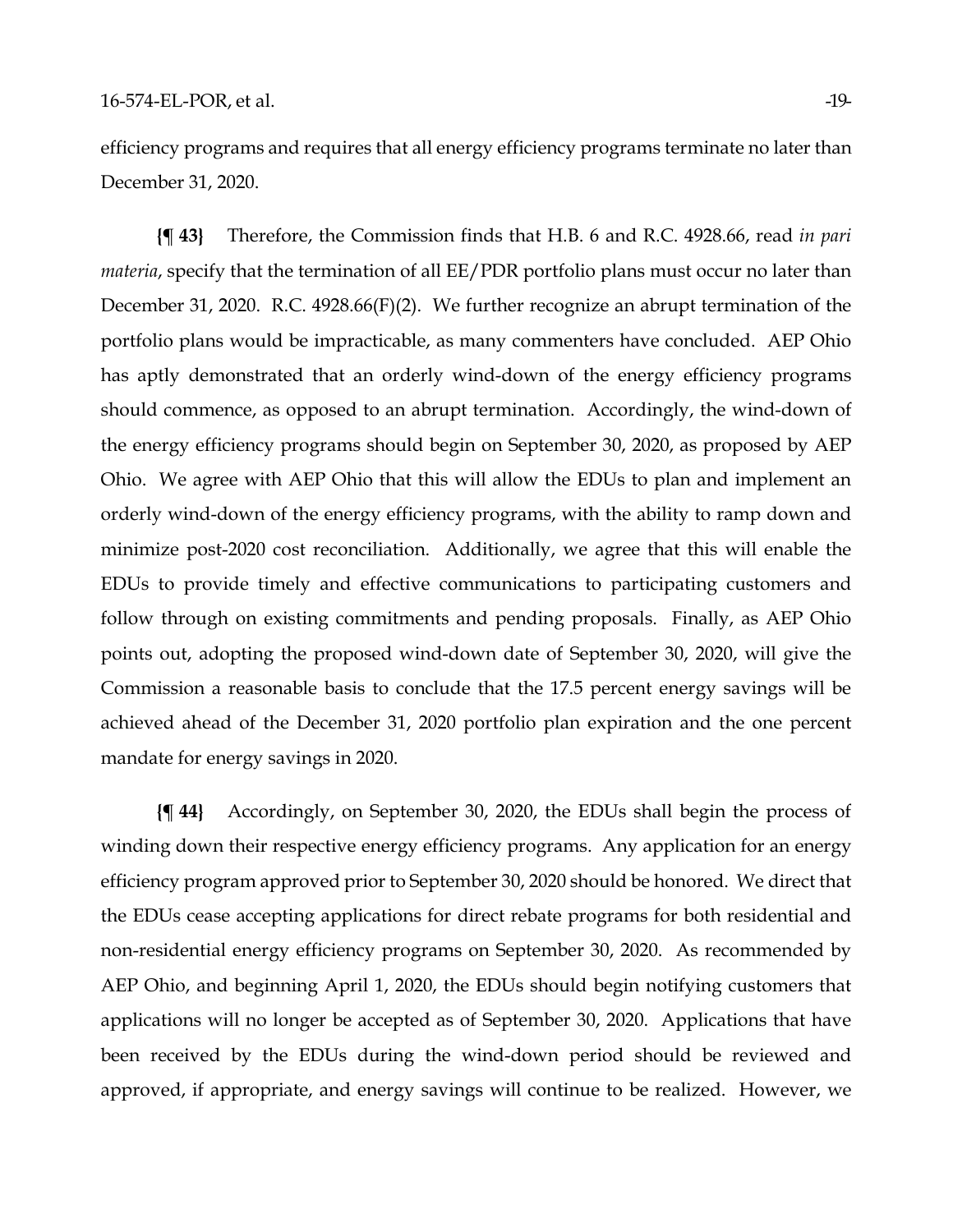efficiency programs and requires that all energy efficiency programs terminate no later than December 31, 2020.

**{¶ 43}** Therefore, the Commission finds that H.B. 6 and R.C. 4928.66, read *in pari materia*, specify that the termination of all EE/PDR portfolio plans must occur no later than December 31, 2020. R.C. 4928.66(F)(2). We further recognize an abrupt termination of the portfolio plans would be impracticable, as many commenters have concluded. AEP Ohio has aptly demonstrated that an orderly wind-down of the energy efficiency programs should commence, as opposed to an abrupt termination. Accordingly, the wind-down of the energy efficiency programs should begin on September 30, 2020, as proposed by AEP Ohio. We agree with AEP Ohio that this will allow the EDUs to plan and implement an orderly wind-down of the energy efficiency programs, with the ability to ramp down and minimize post-2020 cost reconciliation. Additionally, we agree that this will enable the EDUs to provide timely and effective communications to participating customers and follow through on existing commitments and pending proposals. Finally, as AEP Ohio points out, adopting the proposed wind-down date of September 30, 2020, will give the Commission a reasonable basis to conclude that the 17.5 percent energy savings will be achieved ahead of the December 31, 2020 portfolio plan expiration and the one percent mandate for energy savings in 2020.

**{¶ 44}** Accordingly, on September 30, 2020, the EDUs shall begin the process of winding down their respective energy efficiency programs. Any application for an energy efficiency program approved prior to September 30, 2020 should be honored. We direct that the EDUs cease accepting applications for direct rebate programs for both residential and non-residential energy efficiency programs on September 30, 2020. As recommended by AEP Ohio, and beginning April 1, 2020, the EDUs should begin notifying customers that applications will no longer be accepted as of September 30, 2020. Applications that have been received by the EDUs during the wind-down period should be reviewed and approved, if appropriate, and energy savings will continue to be realized. However, we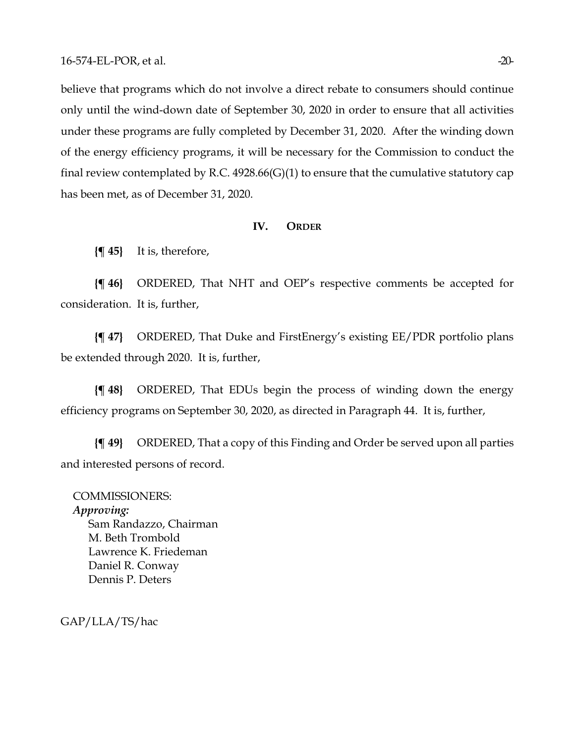believe that programs which do not involve a direct rebate to consumers should continue only until the wind-down date of September 30, 2020 in order to ensure that all activities under these programs are fully completed by December 31, 2020. After the winding down of the energy efficiency programs, it will be necessary for the Commission to conduct the final review contemplated by R.C. 4928.66(G)(1) to ensure that the cumulative statutory cap has been met, as of December 31, 2020.

## IV. ORDER

**{¶ 45}** It is, therefore,

**{¶ 46}** ORDERED, That NHT and OEP's respective comments be accepted for consideration. It is, further,

**{¶ 47}** ORDERED, That Duke and FirstEnergy's existing EE/PDR portfolio plans be extended through 2020. It is, further,

**{¶ 48}** ORDERED, That EDUs begin the process of winding down the energy efficiency programs on September 30, 2020, as directed in Paragraph 44. It is, further,

**{¶ 49}** ORDERED, That a copy of this Finding and Order be served upon all parties and interested persons of record.

COMMISSIONERS:
***Approving:***
Sam Randazzo, Chairman
M. Beth Trombold
Lawrence K. Friedeman
Daniel R. Conway
Dennis P. Deters

GAP/LLA/TS/hac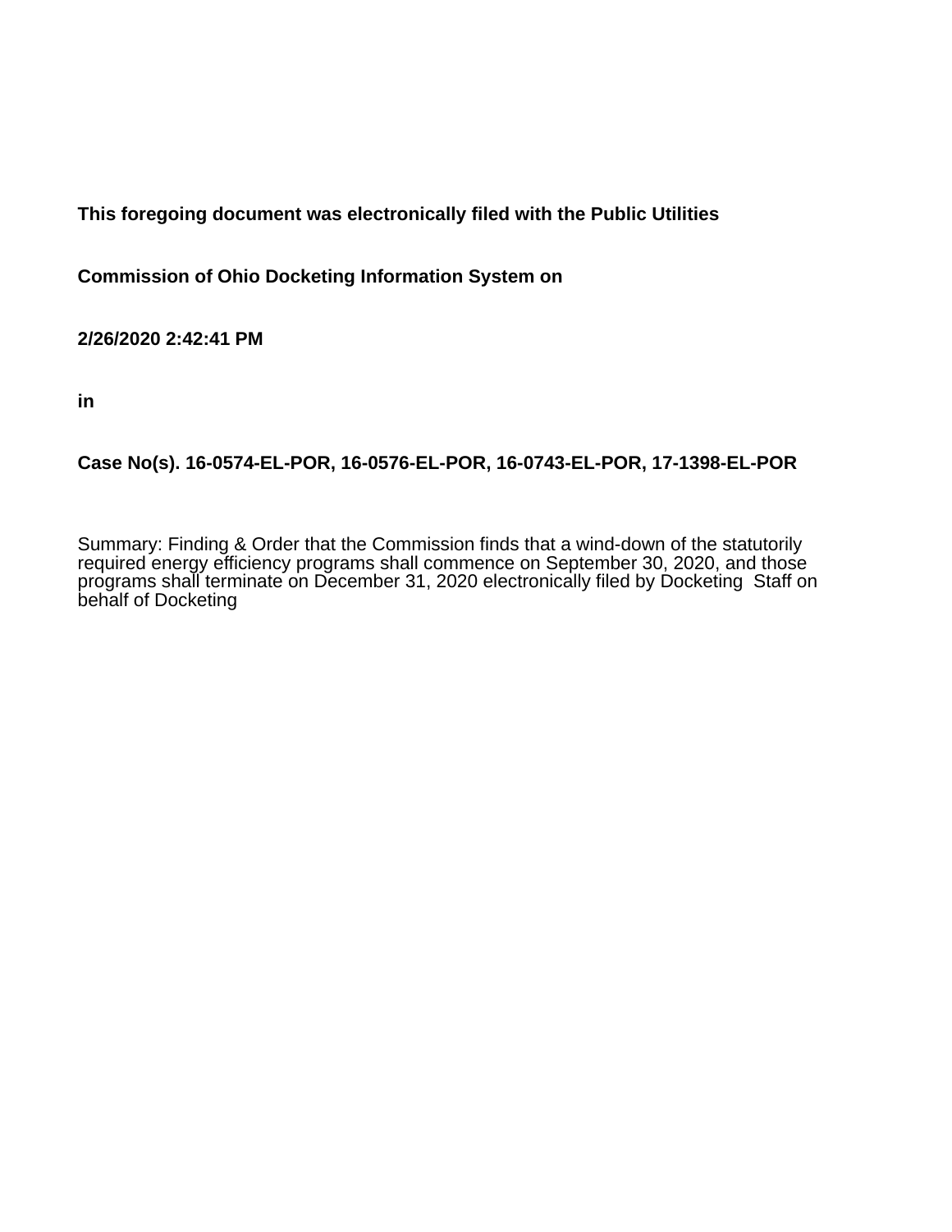**This foregoing document was electronically filed with the Public Utilities**

**Commission of Ohio Docketing Information System on**

**2/26/2020 2:42:41 PM**

**in**

**Case No(s). 16-0574-EL-POR, 16-0576-EL-POR, 16-0743-EL-POR, 17-1398-EL-POR**

Summary: Finding & Order that the Commission finds that a wind-down of the statutorily required energy efficiency programs shall commence on September 30, 2020, and those programs shall terminate on December 31, 2020 electronically filed by Docketing Staff on behalf of Docketing